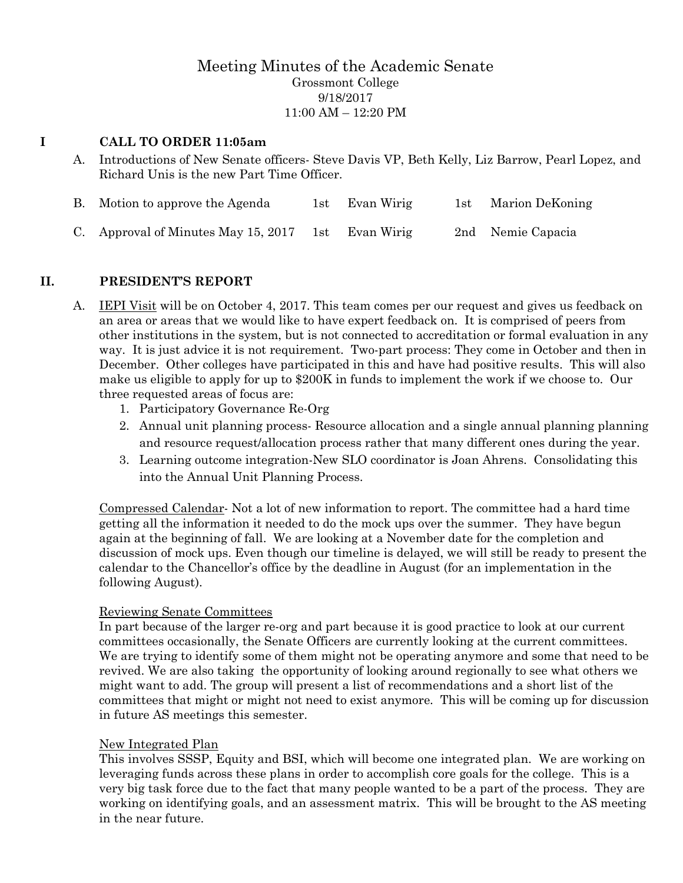# Meeting Minutes of the Academic Senate

Grossmont College
9/18/2017
11:00 AM – 12:20 PM

## I CALL TO ORDER 11:05am

A. Introductions of New Senate officers- Steve Davis VP, Beth Kelly, Liz Barrow, Pearl Lopez, and Richard Unis is the new Part Time Officer.

B. Motion to approve the Agenda  1st Evan Wirig  1st Marion DeKoning

C. Approval of Minutes May 15, 2017  1st Evan Wirig  2nd Nemie Capacia

## II. PRESIDENT'S REPORT

A. IEPI Visit will be on October 4, 2017. This team comes per our request and gives us feedback on an area or areas that we would like to have expert feedback on. It is comprised of peers from other institutions in the system, but is not connected to accreditation or formal evaluation in any way. It is just advice it is not requirement. Two-part process: They come in October and then in December. Other colleges have participated in this and have had positive results. This will also make us eligible to apply for up to $200K in funds to implement the work if we choose to. Our three requested areas of focus are:

1. Participatory Governance Re-Org
2. Annual unit planning process- Resource allocation and a single annual planning planning and resource request/allocation process rather that many different ones during the year.
3. Learning outcome integration-New SLO coordinator is Joan Ahrens. Consolidating this into the Annual Unit Planning Process.

Compressed Calendar- Not a lot of new information to report. The committee had a hard time getting all the information it needed to do the mock ups over the summer. They have begun again at the beginning of fall. We are looking at a November date for the completion and discussion of mock ups. Even though our timeline is delayed, we will still be ready to present the calendar to the Chancellor's office by the deadline in August (for an implementation in the following August).

Reviewing Senate Committees

In part because of the larger re-org and part because it is good practice to look at our current committees occasionally, the Senate Officers are currently looking at the current committees. We are trying to identify some of them might not be operating anymore and some that need to be revived. We are also taking the opportunity of looking around regionally to see what others we might want to add. The group will present a list of recommendations and a short list of the committees that might or might not need to exist anymore. This will be coming up for discussion in future AS meetings this semester.

New Integrated Plan

This involves SSSP, Equity and BSI, which will become one integrated plan. We are working on leveraging funds across these plans in order to accomplish core goals for the college. This is a very big task force due to the fact that many people wanted to be a part of the process. They are working on identifying goals, and an assessment matrix. This will be brought to the AS meeting in the near future.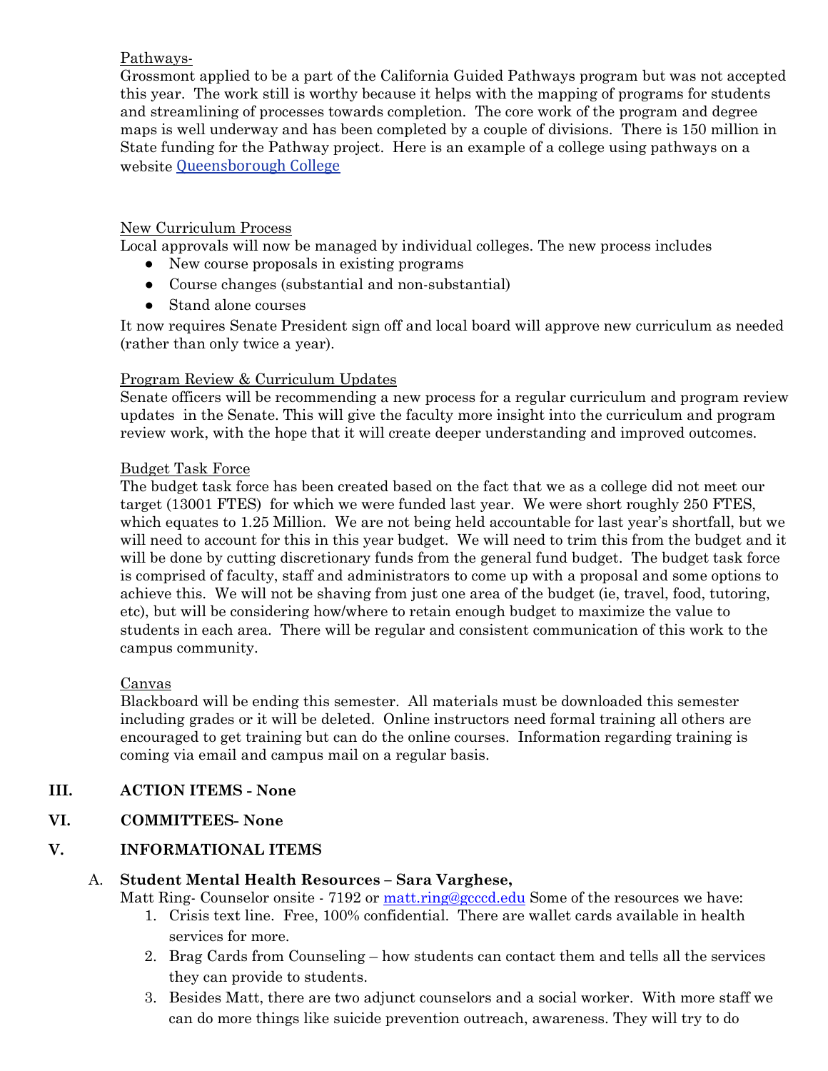Pathways-

Grossmont applied to be a part of the California Guided Pathways program but was not accepted this year. The work still is worthy because it helps with the mapping of programs for students and streamlining of processes towards completion. The core work of the program and degree maps is well underway and has been completed by a couple of divisions. There is 150 million in State funding for the Pathway project. Here is an example of a college using pathways on a website [Queensborough College]

New Curriculum Process

Local approvals will now be managed by individual colleges. The new process includes

- New course proposals in existing programs
- Course changes (substantial and non-substantial)
- Stand alone courses

It now requires Senate President sign off and local board will approve new curriculum as needed (rather than only twice a year).

Program Review & Curriculum Updates

Senate officers will be recommending a new process for a regular curriculum and program review updates in the Senate. This will give the faculty more insight into the curriculum and program review work, with the hope that it will create deeper understanding and improved outcomes.

Budget Task Force

The budget task force has been created based on the fact that we as a college did not meet our target (13001 FTES) for which we were funded last year. We were short roughly 250 FTES, which equates to 1.25 Million. We are not being held accountable for last year's shortfall, but we will need to account for this in this year budget. We will need to trim this from the budget and it will be done by cutting discretionary funds from the general fund budget. The budget task force is comprised of faculty, staff and administrators to come up with a proposal and some options to achieve this. We will not be shaving from just one area of the budget (ie, travel, food, tutoring, etc), but will be considering how/where to retain enough budget to maximize the value to students in each area. There will be regular and consistent communication of this work to the campus community.

Canvas

Blackboard will be ending this semester. All materials must be downloaded this semester including grades or it will be deleted. Online instructors need formal training all others are encouraged to get training but can do the online courses. Information regarding training is coming via email and campus mail on a regular basis.

## III. ACTION ITEMS - None

## VI. COMMITTEES- None

## V. INFORMATIONAL ITEMS

A. **Student Mental Health Resources – Sara Varghese,**

Matt Ring- Counselor onsite - 7192 or matt.ring@gcccd.edu Some of the resources we have:

1. Crisis text line. Free, 100% confidential. There are wallet cards available in health services for more.
2. Brag Cards from Counseling – how students can contact them and tells all the services they can provide to students.
3. Besides Matt, there are two adjunct counselors and a social worker. With more staff we can do more things like suicide prevention outreach, awareness. They will try to do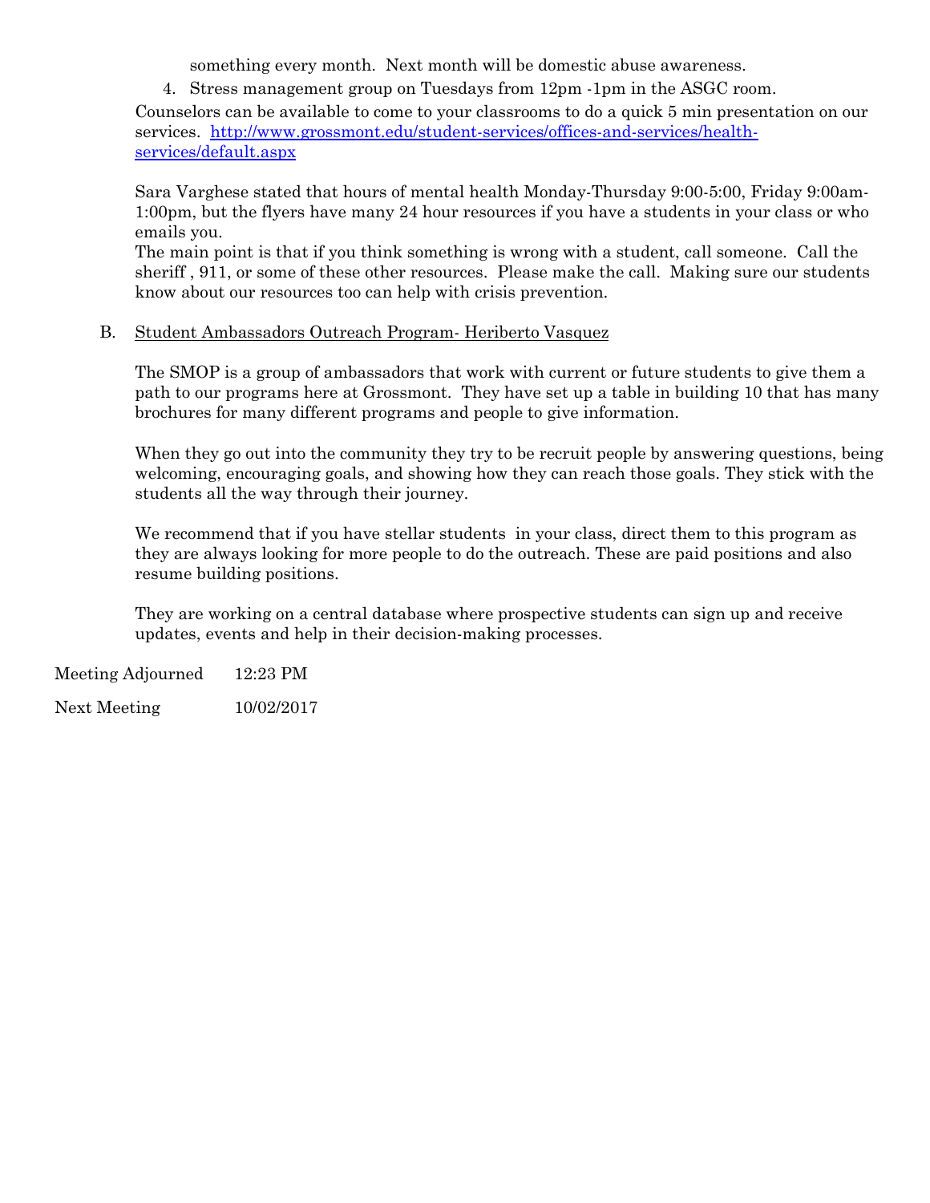something every month. Next month will be domestic abuse awareness.

4. Stress management group on Tuesdays from 12pm -1pm in the ASGC room.

Counselors can be available to come to your classrooms to do a quick 5 min presentation on our services. [http://www.grossmont.edu/student-services/offices-and-services/health-services/default.aspx](http://www.grossmont.edu/student-services/offices-and-services/health-services/default.aspx)

Sara Varghese stated that hours of mental health Monday-Thursday 9:00-5:00, Friday 9:00am-1:00pm, but the flyers have many 24 hour resources if you have a students in your class or who emails you.
The main point is that if you think something is wrong with a student, call someone. Call the sheriff , 911, or some of these other resources. Please make the call. Making sure our students know about our resources too can help with crisis prevention.

B. Student Ambassadors Outreach Program- Heriberto Vasquez

The SMOP is a group of ambassadors that work with current or future students to give them a path to our programs here at Grossmont. They have set up a table in building 10 that has many brochures for many different programs and people to give information.

When they go out into the community they try to be recruit people by answering questions, being welcoming, encouraging goals, and showing how they can reach those goals. They stick with the students all the way through their journey.

We recommend that if you have stellar students in your class, direct them to this program as they are always looking for more people to do the outreach. These are paid positions and also resume building positions.

They are working on a central database where prospective students can sign up and receive updates, events and help in their decision-making processes.

Meeting Adjourned 12:23 PM

Next Meeting 10/02/2017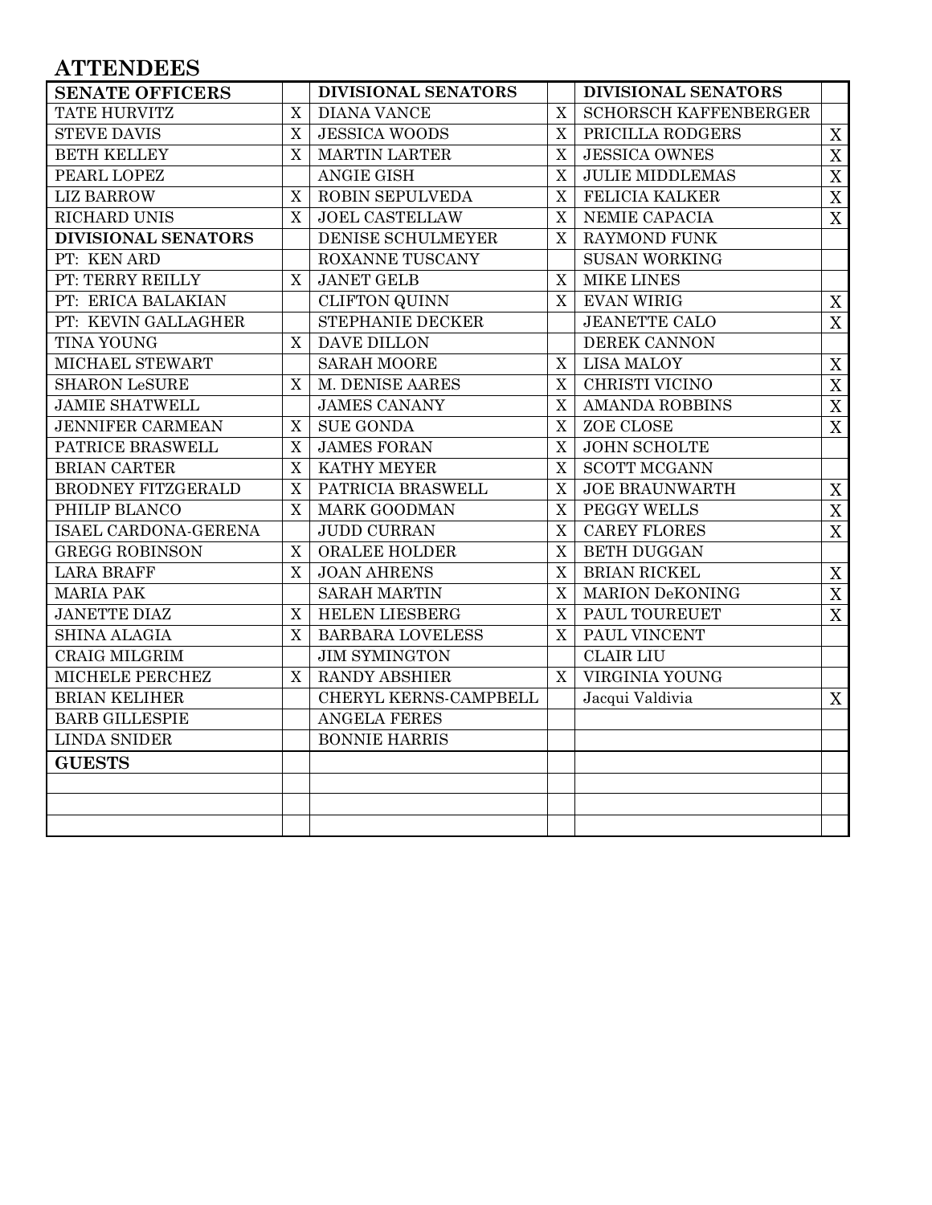## ATTENDEES

| SENATE OFFICERS | | DIVISIONAL SENATORS | | DIVISIONAL SENATORS | |
|---|---|---|---|---|---|
| TATE HURVITZ | X | DIANA VANCE | X | SCHORSCH KAFFENBERGER | |
| STEVE DAVIS | X | JESSICA WOODS | X | PRICILLA RODGERS | X |
| BETH KELLEY | X | MARTIN LARTER | X | JESSICA OWNES | X |
| PEARL LOPEZ | | ANGIE GISH | X | JULIE MIDDLEMAS | X |
| LIZ BARROW | X | ROBIN SEPULVEDA | X | FELICIA KALKER | X |
| RICHARD UNIS | X | JOEL CASTELLAW | X | NEMIE CAPACIA | X |
| **DIVISIONAL SENATORS** | | DENISE SCHULMEYER | X | RAYMOND FUNK | |
| PT: KEN ARD | | ROXANNE TUSCANY | | SUSAN WORKING | |
| PT: TERRY REILLY | X | JANET GELB | X | MIKE LINES | |
| PT: ERICA BALAKIAN | | CLIFTON QUINN | X | EVAN WIRIG | X |
| PT: KEVIN GALLAGHER | | STEPHANIE DECKER | | JEANETTE CALO | X |
| TINA YOUNG | X | DAVE DILLON | | DEREK CANNON | |
| MICHAEL STEWART | | SARAH MOORE | X | LISA MALOY | X |
| SHARON LeSURE | X | M. DENISE AARES | X | CHRISTI VICINO | X |
| JAMIE SHATWELL | | JAMES CANANY | X | AMANDA ROBBINS | X |
| JENNIFER CARMEAN | X | SUE GONDA | X | ZOE CLOSE | X |
| PATRICE BRASWELL | X | JAMES FORAN | X | JOHN SCHOLTE | |
| BRIAN CARTER | X | KATHY MEYER | X | SCOTT MCGANN | |
| BRODNEY FITZGERALD | X | PATRICIA BRASWELL | X | JOE BRAUNWARTH | X |
| PHILIP BLANCO | X | MARK GOODMAN | X | PEGGY WELLS | X |
| ISAEL CARDONA-GERENA | | JUDD CURRAN | X | CAREY FLORES | X |
| GREGG ROBINSON | X | ORALEE HOLDER | X | BETH DUGGAN | |
| LARA BRAFF | X | JOAN AHRENS | X | BRIAN RICKEL | X |
| MARIA PAK | | SARAH MARTIN | X | MARION DeKONING | X |
| JANETTE DIAZ | X | HELEN LIESBERG | X | PAUL TOUREUET | X |
| SHINA ALAGIA | X | BARBARA LOVELESS | X | PAUL VINCENT | |
| CRAIG MILGRIM | | JIM SYMINGTON | | CLAIR LIU | |
| MICHELE PERCHEZ | X | RANDY ABSHIER | X | VIRGINIA YOUNG | |
| BRIAN KELIHER | | CHERYL KERNS-CAMPBELL | | Jacqui Valdivia | X |
| BARB GILLESPIE | | ANGELA FERES | | | |
| LINDA SNIDER | | BONNIE HARRIS | | | |
| **GUESTS** | | | | | |
| | | | | | |
| | | | | | |
| | | | | | |